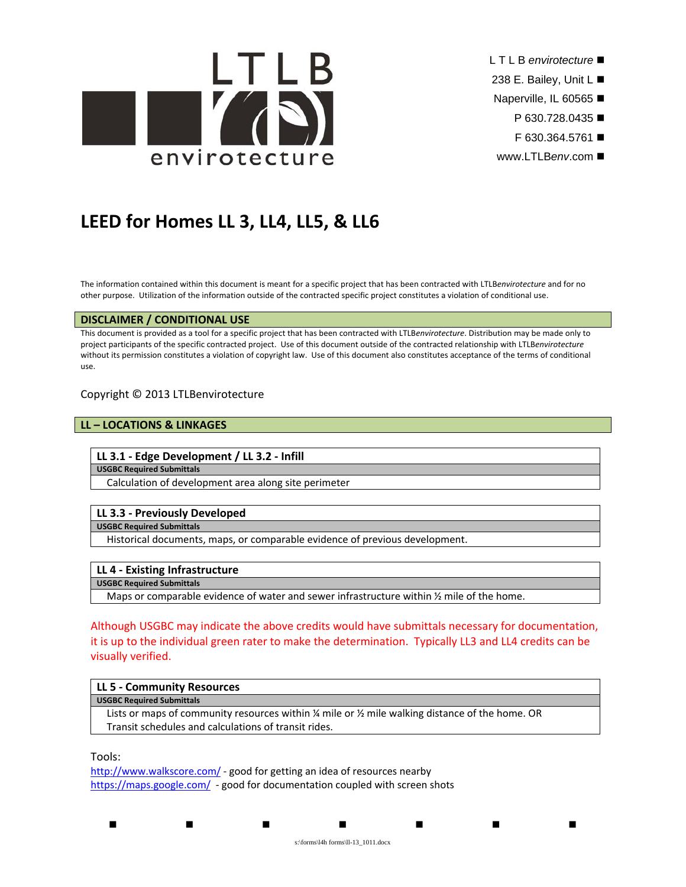LTLB envirotecture

L T L B *envirotecture*
238 E. Bailey, Unit L
Naperville, IL 60565
P 630.728.0435
F 630.364.5761
www.LTLB*env*.com

# LEED for Homes LL 3, LL4, LL5, & LL6

The information contained within this document is meant for a specific project that has been contracted with LTLB*envirotecture* and for no other purpose. Utilization of the information outside of the contracted specific project constitutes a violation of conditional use.

## DISCLAIMER / CONDITIONAL USE

This document is provided as a tool for a specific project that has been contracted with LTLB*envirotecture*. Distribution may be made only to project participants of the specific contracted project. Use of this document outside of the contracted relationship with LTLB*envirotecture* without its permission constitutes a violation of copyright law. Use of this document also constitutes acceptance of the terms of conditional use.

Copyright © 2013 LTLBenvirotecture

## LL – LOCATIONS & LINKAGES

| LL 3.1 - Edge Development / LL 3.2 - Infill |
|---|
| **USGBC Required Submittals** |
| Calculation of development area along site perimeter |

| LL 3.3 - Previously Developed |
|---|
| **USGBC Required Submittals** |
| Historical documents, maps, or comparable evidence of previous development. |

| LL 4 - Existing Infrastructure |
|---|
| **USGBC Required Submittals** |
| Maps or comparable evidence of water and sewer infrastructure within ½ mile of the home. |

Although USGBC may indicate the above credits would have submittals necessary for documentation, it is up to the individual green rater to make the determination. Typically LL3 and LL4 credits can be visually verified.

| LL 5 - Community Resources |
|---|
| **USGBC Required Submittals** |
| Lists or maps of community resources within ¼ mile or ½ mile walking distance of the home. OR Transit schedules and calculations of transit rides. |

Tools:
http://www.walkscore.com/ - good for getting an idea of resources nearby
https://maps.google.com/ - good for documentation coupled with screen shots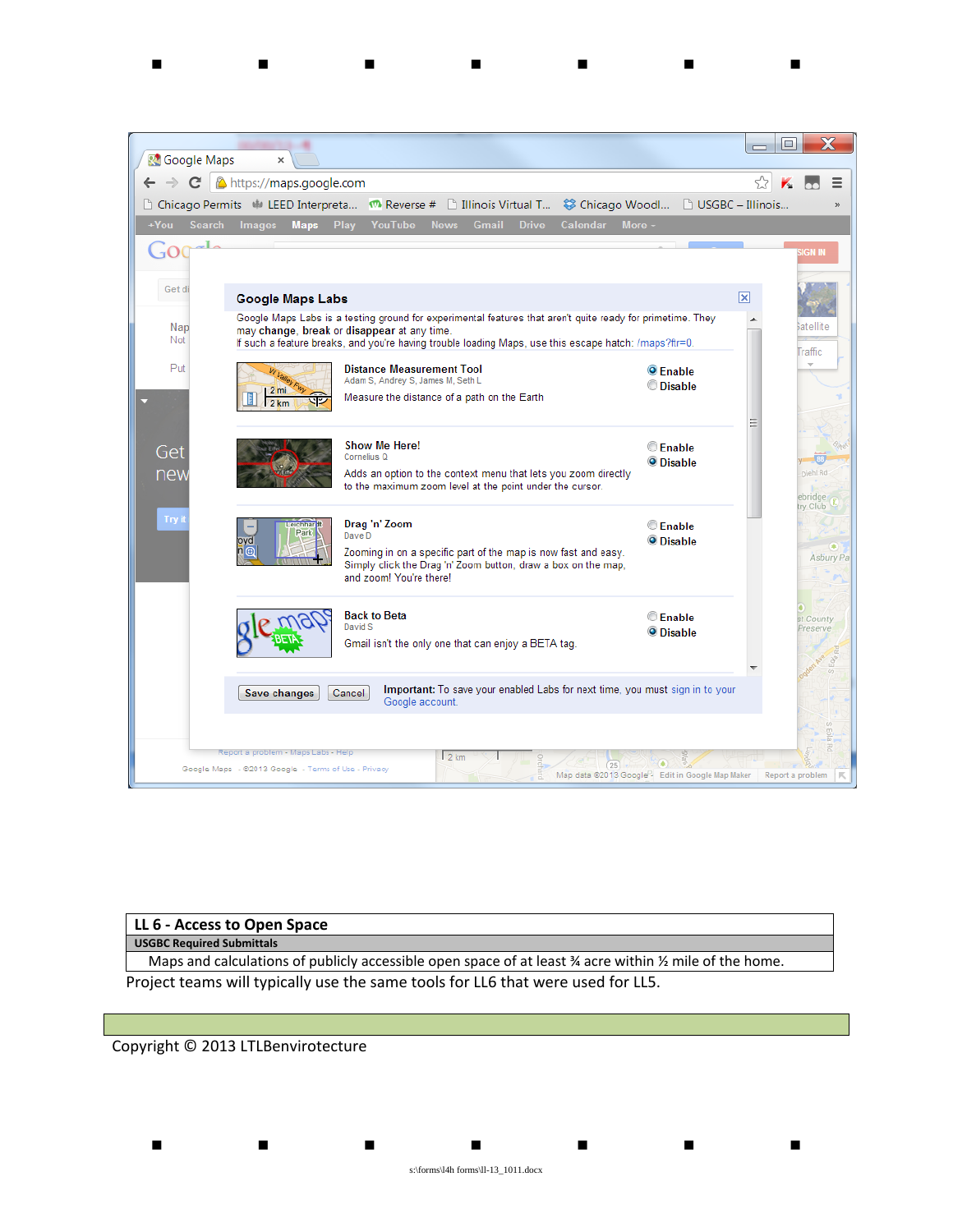| LL 6 - Access to Open Space |
|---|
| **USGBC Required Submittals** |
| Maps and calculations of publicly accessible open space of at least ¾ acre within ½ mile of the home. |

Project teams will typically use the same tools for LL6 that were used for LL5.

Copyright © 2013 LTLBenvirotecture